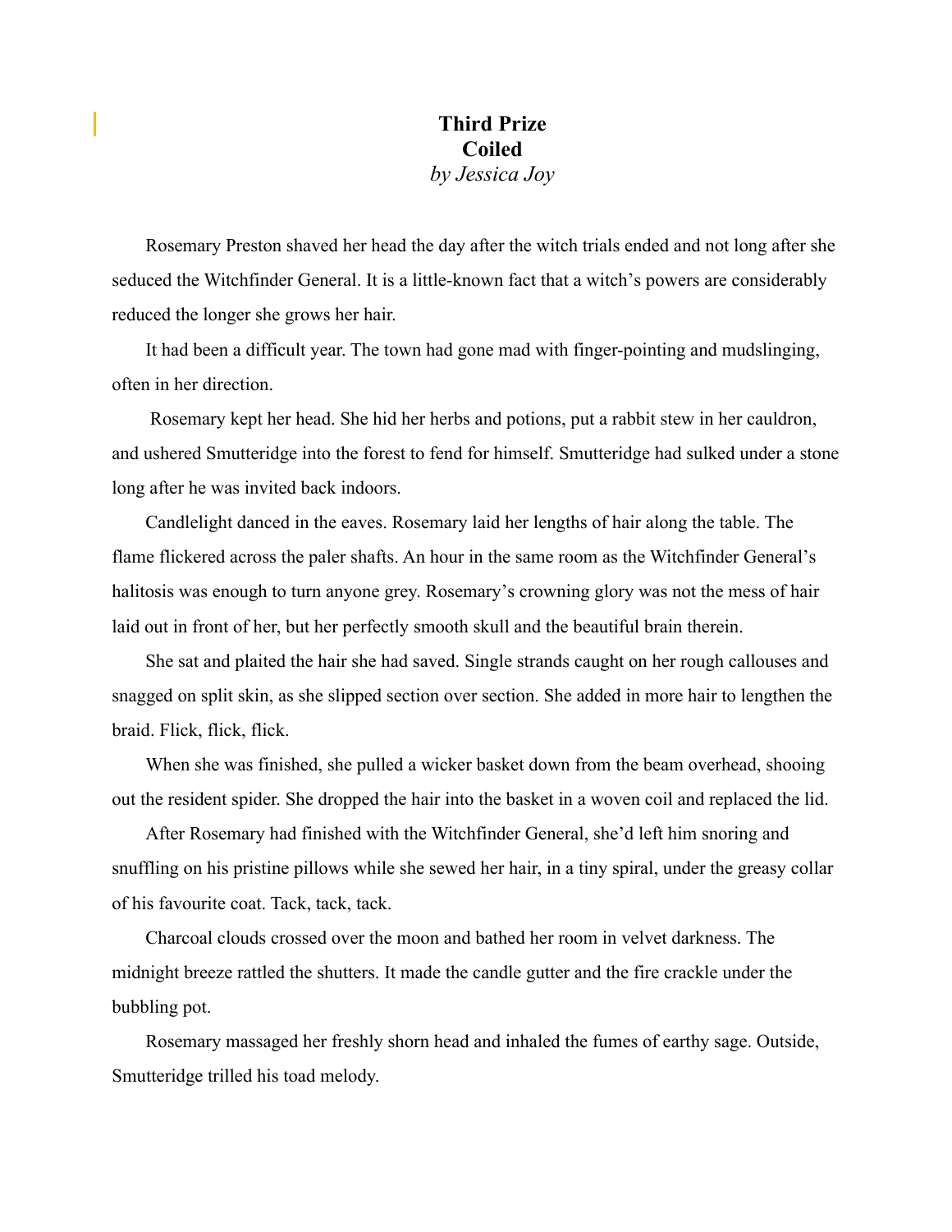# Third Prize
# Coiled
*by Jessica Joy*

Rosemary Preston shaved her head the day after the witch trials ended and not long after she seduced the Witchfinder General. It is a little-known fact that a witch's powers are considerably reduced the longer she grows her hair.

It had been a difficult year. The town had gone mad with finger-pointing and mudslinging, often in her direction.

Rosemary kept her head. She hid her herbs and potions, put a rabbit stew in her cauldron, and ushered Smutteridge into the forest to fend for himself. Smutteridge had sulked under a stone long after he was invited back indoors.

Candlelight danced in the eaves. Rosemary laid her lengths of hair along the table. The flame flickered across the paler shafts. An hour in the same room as the Witchfinder General's halitosis was enough to turn anyone grey. Rosemary's crowning glory was not the mess of hair laid out in front of her, but her perfectly smooth skull and the beautiful brain therein.

She sat and plaited the hair she had saved. Single strands caught on her rough callouses and snagged on split skin, as she slipped section over section. She added in more hair to lengthen the braid. Flick, flick, flick.

When she was finished, she pulled a wicker basket down from the beam overhead, shooing out the resident spider. She dropped the hair into the basket in a woven coil and replaced the lid.

After Rosemary had finished with the Witchfinder General, she'd left him snoring and snuffling on his pristine pillows while she sewed her hair, in a tiny spiral, under the greasy collar of his favourite coat. Tack, tack, tack.

Charcoal clouds crossed over the moon and bathed her room in velvet darkness. The midnight breeze rattled the shutters. It made the candle gutter and the fire crackle under the bubbling pot.

Rosemary massaged her freshly shorn head and inhaled the fumes of earthy sage. Outside, Smutteridge trilled his toad melody.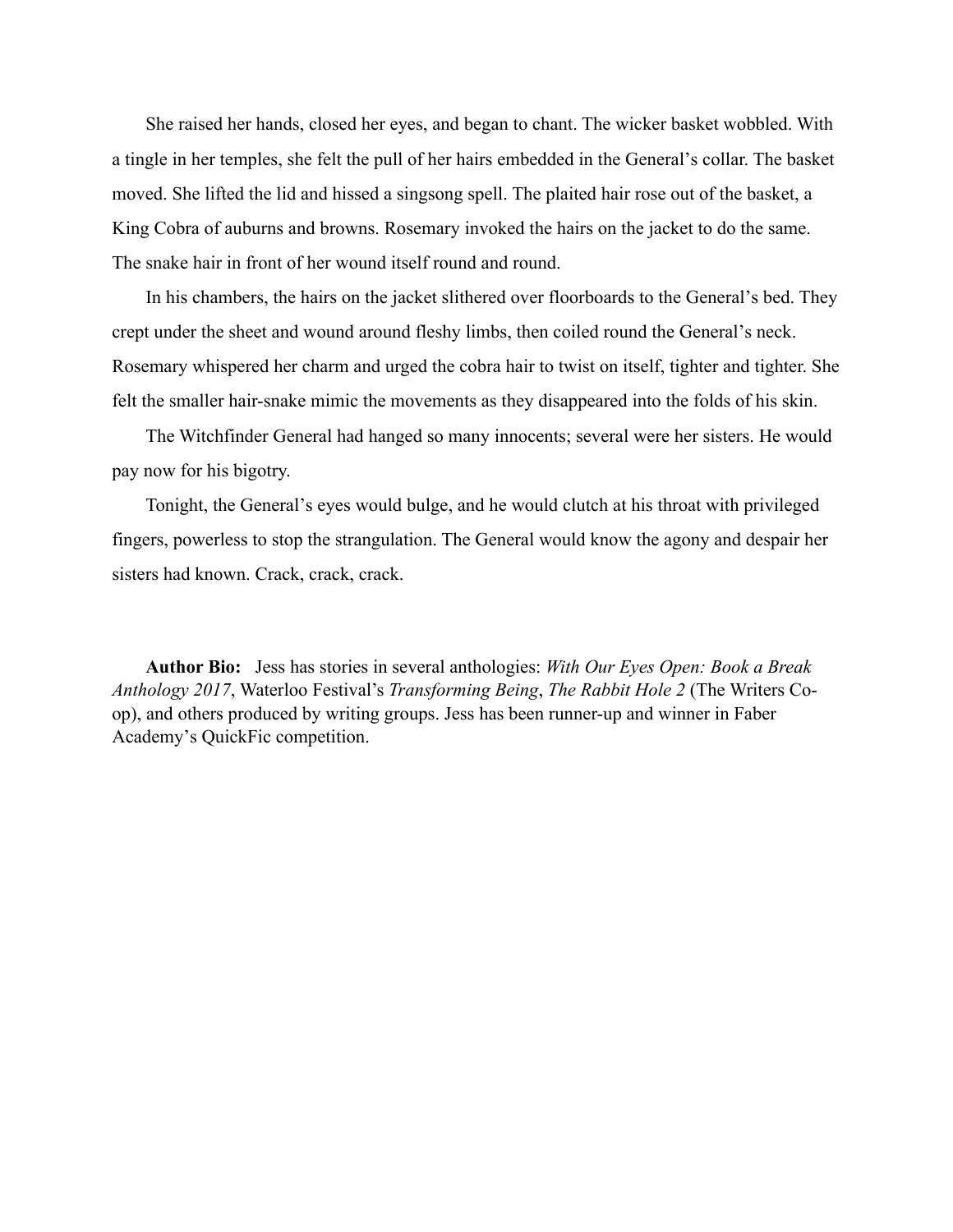She raised her hands, closed her eyes, and began to chant. The wicker basket wobbled. With a tingle in her temples, she felt the pull of her hairs embedded in the General's collar. The basket moved. She lifted the lid and hissed a singsong spell. The plaited hair rose out of the basket, a King Cobra of auburns and browns. Rosemary invoked the hairs on the jacket to do the same. The snake hair in front of her wound itself round and round.

In his chambers, the hairs on the jacket slithered over floorboards to the General's bed. They crept under the sheet and wound around fleshy limbs, then coiled round the General's neck. Rosemary whispered her charm and urged the cobra hair to twist on itself, tighter and tighter. She felt the smaller hair-snake mimic the movements as they disappeared into the folds of his skin.

The Witchfinder General had hanged so many innocents; several were her sisters. He would pay now for his bigotry.

Tonight, the General's eyes would bulge, and he would clutch at his throat with privileged fingers, powerless to stop the strangulation. The General would know the agony and despair her sisters had known. Crack, crack, crack.

**Author Bio:** Jess has stories in several anthologies: *With Our Eyes Open: Book a Break Anthology 2017*, Waterloo Festival's *Transforming Being*, *The Rabbit Hole 2* (The Writers Co-op), and others produced by writing groups. Jess has been runner-up and winner in Faber Academy's QuickFic competition.